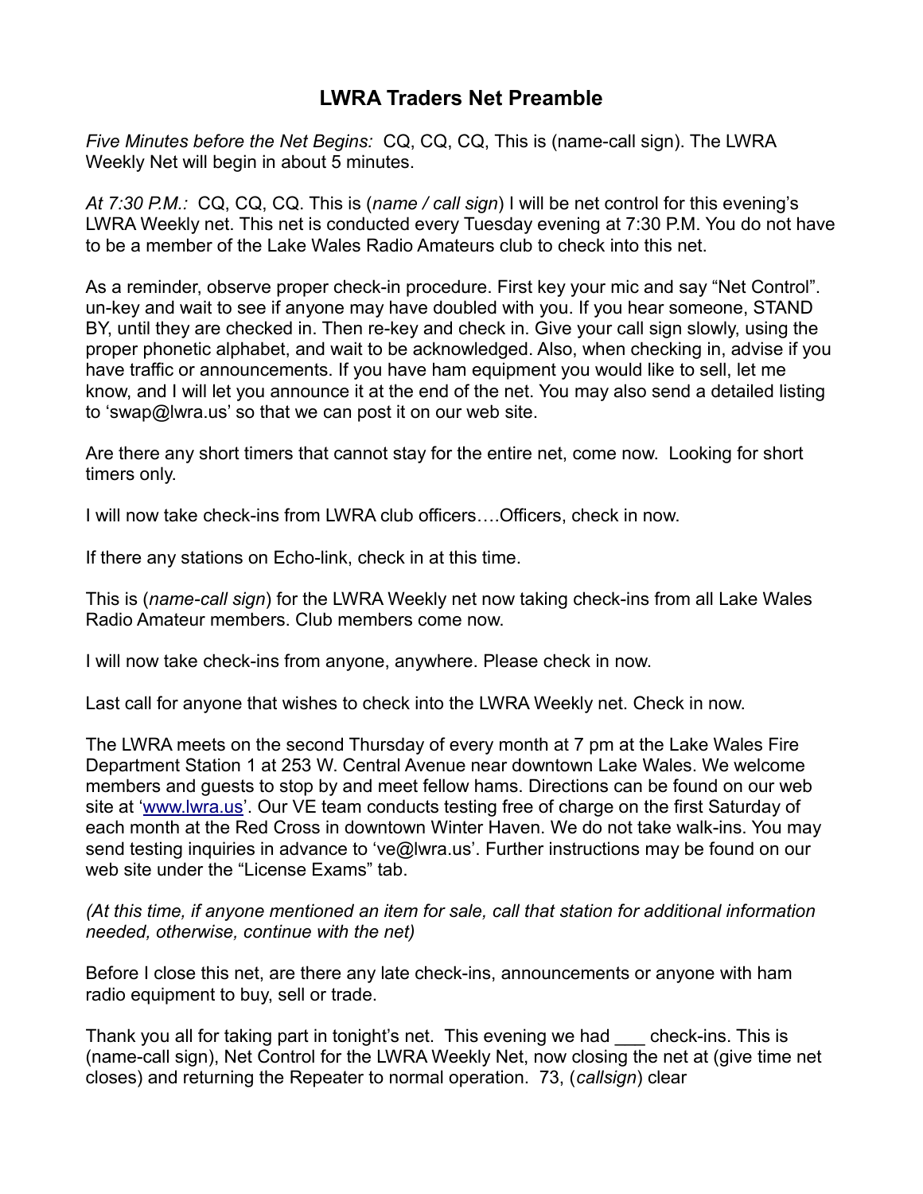# LWRA Traders Net Preamble

*Five Minutes before the Net Begins:* CQ, CQ, CQ, This is (name-call sign). The LWRA Weekly Net will begin in about 5 minutes.

*At 7:30 P.M.:* CQ, CQ, CQ. This is (*name / call sign*) I will be net control for this evening's LWRA Weekly net. This net is conducted every Tuesday evening at 7:30 P.M. You do not have to be a member of the Lake Wales Radio Amateurs club to check into this net.

As a reminder, observe proper check-in procedure. First key your mic and say "Net Control". un-key and wait to see if anyone may have doubled with you. If you hear someone, STAND BY, until they are checked in. Then re-key and check in. Give your call sign slowly, using the proper phonetic alphabet, and wait to be acknowledged. Also, when checking in, advise if you have traffic or announcements. If you have ham equipment you would like to sell, let me know, and I will let you announce it at the end of the net. You may also send a detailed listing to 'swap@lwra.us' so that we can post it on our web site.

Are there any short timers that cannot stay for the entire net, come now. Looking for short timers only.

I will now take check-ins from LWRA club officers….Officers, check in now.

If there any stations on Echo-link, check in at this time.

This is (*name-call sign*) for the LWRA Weekly net now taking check-ins from all Lake Wales Radio Amateur members. Club members come now.

I will now take check-ins from anyone, anywhere. Please check in now.

Last call for anyone that wishes to check into the LWRA Weekly net. Check in now.

The LWRA meets on the second Thursday of every month at 7 pm at the Lake Wales Fire Department Station 1 at 253 W. Central Avenue near downtown Lake Wales. We welcome members and guests to stop by and meet fellow hams. Directions can be found on our web site at '[www.lwra.us](http://www.lwra.us)'. Our VE team conducts testing free of charge on the first Saturday of each month at the Red Cross in downtown Winter Haven. We do not take walk-ins. You may send testing inquiries in advance to 've@lwra.us'. Further instructions may be found on our web site under the "License Exams" tab.

*(At this time, if anyone mentioned an item for sale, call that station for additional information needed, otherwise, continue with the net)*

Before I close this net, are there any late check-ins, announcements or anyone with ham radio equipment to buy, sell or trade.

Thank you all for taking part in tonight's net. This evening we had ___ check-ins. This is (name-call sign), Net Control for the LWRA Weekly Net, now closing the net at (give time net closes) and returning the Repeater to normal operation. 73, (*callsign*) clear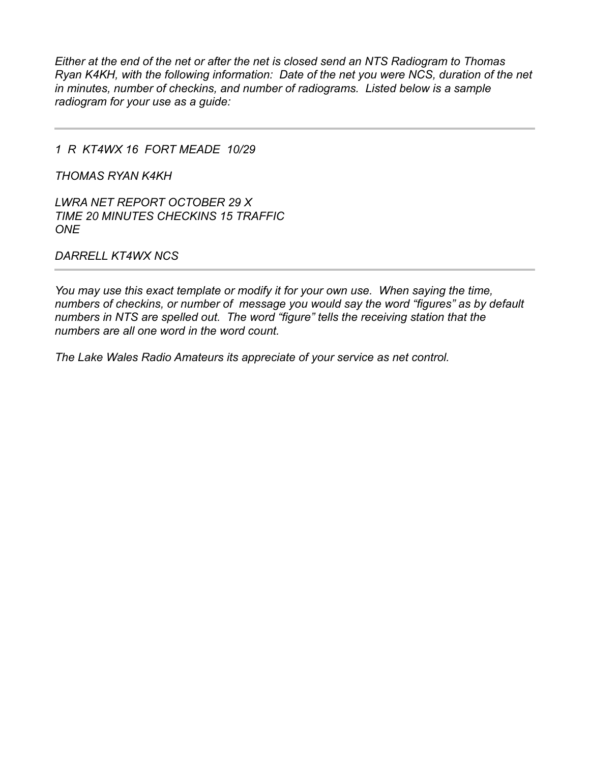*Either at the end of the net or after the net is closed send an NTS Radiogram to Thomas Ryan K4KH, with the following information: Date of the net you were NCS, duration of the net in minutes, number of checkins, and number of radiograms. Listed below is a sample radiogram for your use as a guide:*

---

*1 R KT4WX 16 FORT MEADE 10/29*

*THOMAS RYAN K4KH*

*LWRA NET REPORT OCTOBER 29 X*
*TIME 20 MINUTES CHECKINS 15 TRAFFIC*
*ONE*

*DARRELL KT4WX NCS*

---

*You may use this exact template or modify it for your own use. When saying the time, numbers of checkins, or number of message you would say the word "figures" as by default numbers in NTS are spelled out. The word "figure" tells the receiving station that the numbers are all one word in the word count.*

*The Lake Wales Radio Amateurs its appreciate of your service as net control.*